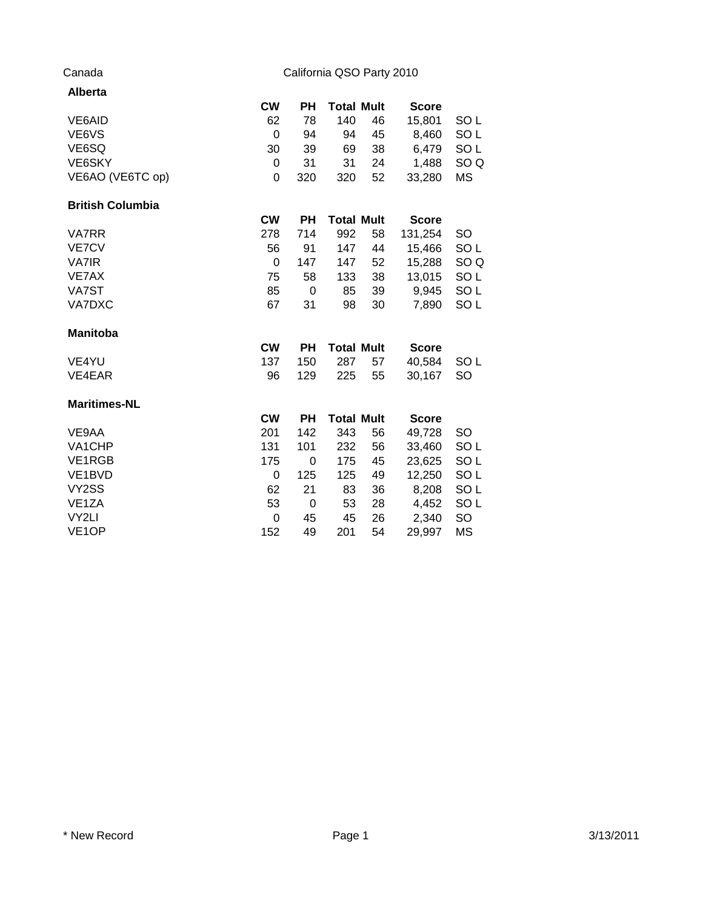Canada

California QSO Party 2010

## Alberta

| | CW | PH | Total | Mult | Score | |
|---|---|---|---|---|---|---|
| VE6AID | 62 | 78 | 140 | 46 | 15,801 | SO L |
| VE6VS | 0 | 94 | 94 | 45 | 8,460 | SO L |
| VE6SQ | 30 | 39 | 69 | 38 | 6,479 | SO L |
| VE6SKY | 0 | 31 | 31 | 24 | 1,488 | SO Q |
| VE6AO (VE6TC op) | 0 | 320 | 320 | 52 | 33,280 | MS |

## British Columbia

| | CW | PH | Total | Mult | Score | |
|---|---|---|---|---|---|---|
| VA7RR | 278 | 714 | 992 | 58 | 131,254 | SO |
| VE7CV | 56 | 91 | 147 | 44 | 15,466 | SO L |
| VA7IR | 0 | 147 | 147 | 52 | 15,288 | SO Q |
| VE7AX | 75 | 58 | 133 | 38 | 13,015 | SO L |
| VA7ST | 85 | 0 | 85 | 39 | 9,945 | SO L |
| VA7DXC | 67 | 31 | 98 | 30 | 7,890 | SO L |

## Manitoba

| | CW | PH | Total | Mult | Score | |
|---|---|---|---|---|---|---|
| VE4YU | 137 | 150 | 287 | 57 | 40,584 | SO L |
| VE4EAR | 96 | 129 | 225 | 55 | 30,167 | SO |

## Maritimes-NL

| | CW | PH | Total | Mult | Score | |
|---|---|---|---|---|---|---|
| VE9AA | 201 | 142 | 343 | 56 | 49,728 | SO |
| VA1CHP | 131 | 101 | 232 | 56 | 33,460 | SO L |
| VE1RGB | 175 | 0 | 175 | 45 | 23,625 | SO L |
| VE1BVD | 0 | 125 | 125 | 49 | 12,250 | SO L |
| VY2SS | 62 | 21 | 83 | 36 | 8,208 | SO L |
| VE1ZA | 53 | 0 | 53 | 28 | 4,452 | SO L |
| VY2LI | 0 | 45 | 45 | 26 | 2,340 | SO |
| VE1OP | 152 | 49 | 201 | 54 | 29,997 | MS |

* New Record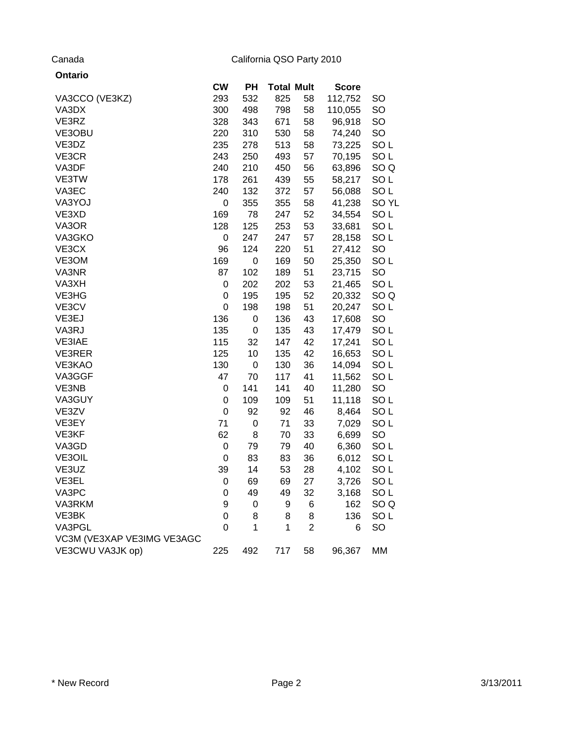Canada

California QSO Party 2010

**Ontario**

| | CW | PH | Total | Mult | Score | |
|---|---|---|---|---|---|---|
| VA3CCO (VE3KZ) | 293 | 532 | 825 | 58 | 112,752 | SO |
| VA3DX | 300 | 498 | 798 | 58 | 110,055 | SO |
| VE3RZ | 328 | 343 | 671 | 58 | 96,918 | SO |
| VE3OBU | 220 | 310 | 530 | 58 | 74,240 | SO |
| VE3DZ | 235 | 278 | 513 | 58 | 73,225 | SO L |
| VE3CR | 243 | 250 | 493 | 57 | 70,195 | SO L |
| VA3DF | 240 | 210 | 450 | 56 | 63,896 | SO Q |
| VE3TW | 178 | 261 | 439 | 55 | 58,217 | SO L |
| VA3EC | 240 | 132 | 372 | 57 | 56,088 | SO L |
| VA3YOJ | 0 | 355 | 355 | 58 | 41,238 | SO YL |
| VE3XD | 169 | 78 | 247 | 52 | 34,554 | SO L |
| VA3OR | 128 | 125 | 253 | 53 | 33,681 | SO L |
| VA3GKO | 0 | 247 | 247 | 57 | 28,158 | SO L |
| VE3CX | 96 | 124 | 220 | 51 | 27,412 | SO |
| VE3OM | 169 | 0 | 169 | 50 | 25,350 | SO L |
| VA3NR | 87 | 102 | 189 | 51 | 23,715 | SO |
| VA3XH | 0 | 202 | 202 | 53 | 21,465 | SO L |
| VE3HG | 0 | 195 | 195 | 52 | 20,332 | SO Q |
| VE3CV | 0 | 198 | 198 | 51 | 20,247 | SO L |
| VE3EJ | 136 | 0 | 136 | 43 | 17,608 | SO |
| VA3RJ | 135 | 0 | 135 | 43 | 17,479 | SO L |
| VE3IAE | 115 | 32 | 147 | 42 | 17,241 | SO L |
| VE3RER | 125 | 10 | 135 | 42 | 16,653 | SO L |
| VE3KAO | 130 | 0 | 130 | 36 | 14,094 | SO L |
| VA3GGF | 47 | 70 | 117 | 41 | 11,562 | SO L |
| VE3NB | 0 | 141 | 141 | 40 | 11,280 | SO |
| VA3GUY | 0 | 109 | 109 | 51 | 11,118 | SO L |
| VE3ZV | 0 | 92 | 92 | 46 | 8,464 | SO L |
| VE3EY | 71 | 0 | 71 | 33 | 7,029 | SO L |
| VE3KF | 62 | 8 | 70 | 33 | 6,699 | SO |
| VA3GD | 0 | 79 | 79 | 40 | 6,360 | SO L |
| VE3OIL | 0 | 83 | 83 | 36 | 6,012 | SO L |
| VE3UZ | 39 | 14 | 53 | 28 | 4,102 | SO L |
| VE3EL | 0 | 69 | 69 | 27 | 3,726 | SO L |
| VA3PC | 0 | 49 | 49 | 32 | 3,168 | SO L |
| VA3RKM | 9 | 0 | 9 | 6 | 162 | SO Q |
| VE3BK | 0 | 8 | 8 | 8 | 136 | SO L |
| VA3PGL | 0 | 1 | 1 | 2 | 6 | SO |
| VC3M (VE3XAP VE3IMG VE3AGC VE3CWU VA3JK op) | 225 | 492 | 717 | 58 | 96,367 | MM |

* New Record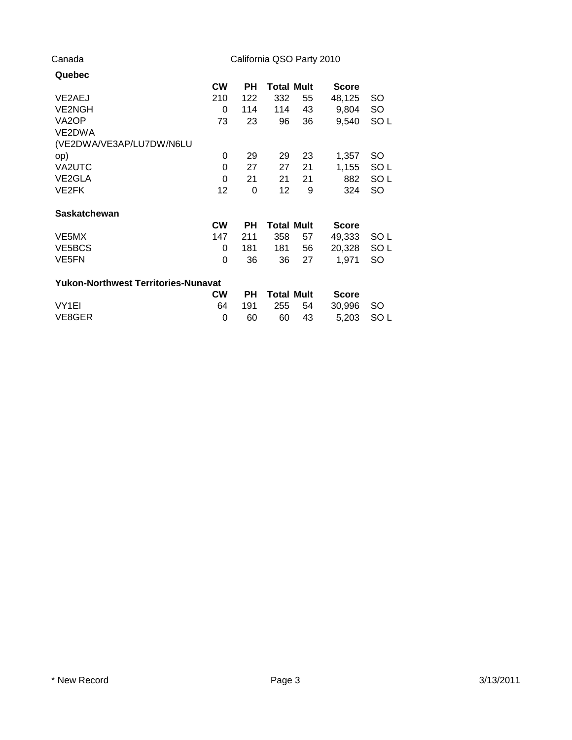Canada

California QSO Party 2010

**Quebec**

| | CW | PH | Total | Mult | Score | |
|---|---|---|---|---|---|---|
| VE2AEJ | 210 | 122 | 332 | 55 | 48,125 | SO |
| VE2NGH | 0 | 114 | 114 | 43 | 9,804 | SO |
| VA2OP | 73 | 23 | 96 | 36 | 9,540 | SO L |
| VE2DWA (VE2DWA/VE3AP/LU7DW/N6LU op) | 0 | 29 | 29 | 23 | 1,357 | SO |
| VA2UTC | 0 | 27 | 27 | 21 | 1,155 | SO L |
| VE2GLA | 0 | 21 | 21 | 21 | 882 | SO L |
| VE2FK | 12 | 0 | 12 | 9 | 324 | SO |

**Saskatchewan**

| | CW | PH | Total | Mult | Score | |
|---|---|---|---|---|---|---|
| VE5MX | 147 | 211 | 358 | 57 | 49,333 | SO L |
| VE5BCS | 0 | 181 | 181 | 56 | 20,328 | SO L |
| VE5FN | 0 | 36 | 36 | 27 | 1,971 | SO |

**Yukon-Northwest Territories-Nunavat**

| | CW | PH | Total | Mult | Score | |
|---|---|---|---|---|---|---|
| VY1EI | 64 | 191 | 255 | 54 | 30,996 | SO |
| VE8GER | 0 | 60 | 60 | 43 | 5,203 | SO L |

* New Record

3/13/2011